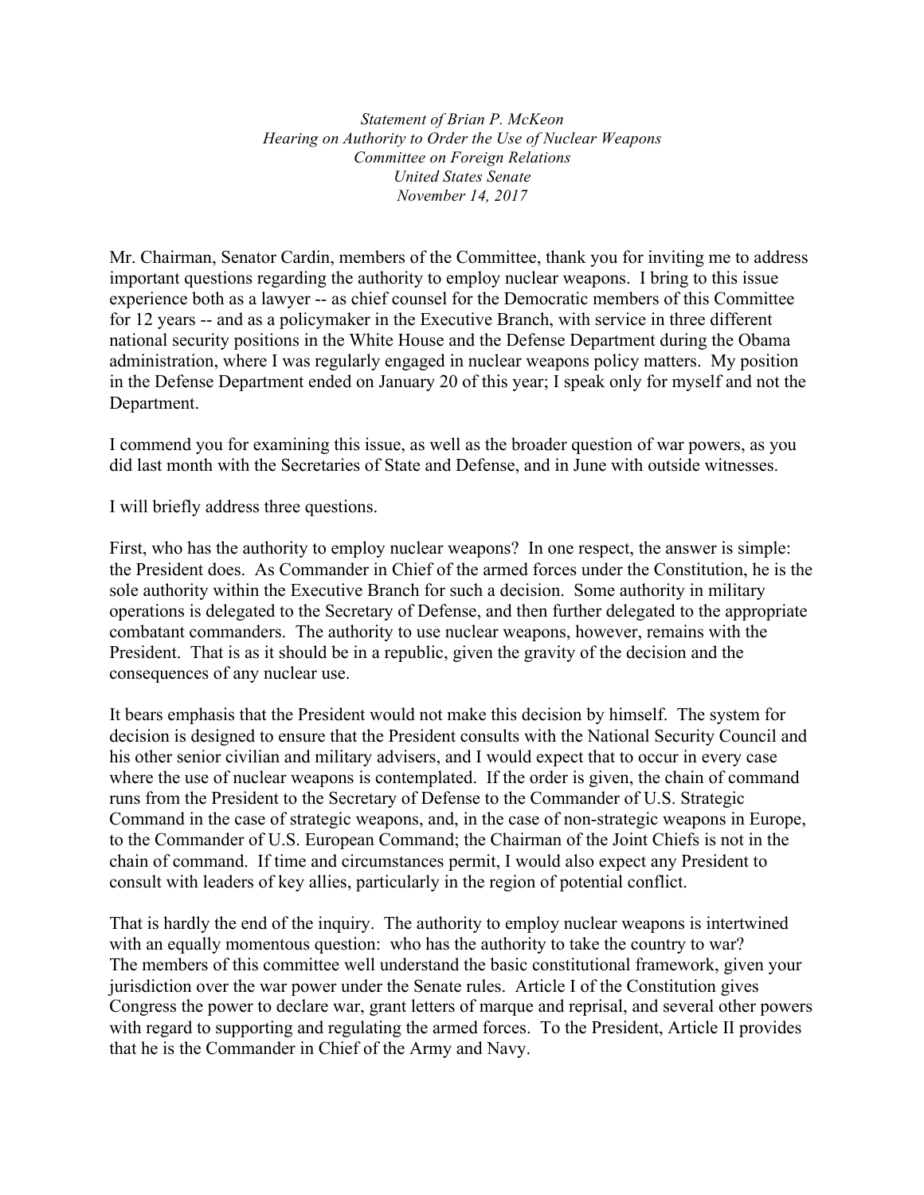*Statement of Brian P. McKeon*
*Hearing on Authority to Order the Use of Nuclear Weapons*
*Committee on Foreign Relations*
*United States Senate*
*November 14, 2017*

Mr. Chairman, Senator Cardin, members of the Committee, thank you for inviting me to address important questions regarding the authority to employ nuclear weapons. I bring to this issue experience both as a lawyer -- as chief counsel for the Democratic members of this Committee for 12 years -- and as a policymaker in the Executive Branch, with service in three different national security positions in the White House and the Defense Department during the Obama administration, where I was regularly engaged in nuclear weapons policy matters. My position in the Defense Department ended on January 20 of this year; I speak only for myself and not the Department.

I commend you for examining this issue, as well as the broader question of war powers, as you did last month with the Secretaries of State and Defense, and in June with outside witnesses.

I will briefly address three questions.

First, who has the authority to employ nuclear weapons? In one respect, the answer is simple: the President does. As Commander in Chief of the armed forces under the Constitution, he is the sole authority within the Executive Branch for such a decision. Some authority in military operations is delegated to the Secretary of Defense, and then further delegated to the appropriate combatant commanders. The authority to use nuclear weapons, however, remains with the President. That is as it should be in a republic, given the gravity of the decision and the consequences of any nuclear use.

It bears emphasis that the President would not make this decision by himself. The system for decision is designed to ensure that the President consults with the National Security Council and his other senior civilian and military advisers, and I would expect that to occur in every case where the use of nuclear weapons is contemplated. If the order is given, the chain of command runs from the President to the Secretary of Defense to the Commander of U.S. Strategic Command in the case of strategic weapons, and, in the case of non-strategic weapons in Europe, to the Commander of U.S. European Command; the Chairman of the Joint Chiefs is not in the chain of command. If time and circumstances permit, I would also expect any President to consult with leaders of key allies, particularly in the region of potential conflict.

That is hardly the end of the inquiry. The authority to employ nuclear weapons is intertwined with an equally momentous question: who has the authority to take the country to war? The members of this committee well understand the basic constitutional framework, given your jurisdiction over the war power under the Senate rules. Article I of the Constitution gives Congress the power to declare war, grant letters of marque and reprisal, and several other powers with regard to supporting and regulating the armed forces. To the President, Article II provides that he is the Commander in Chief of the Army and Navy.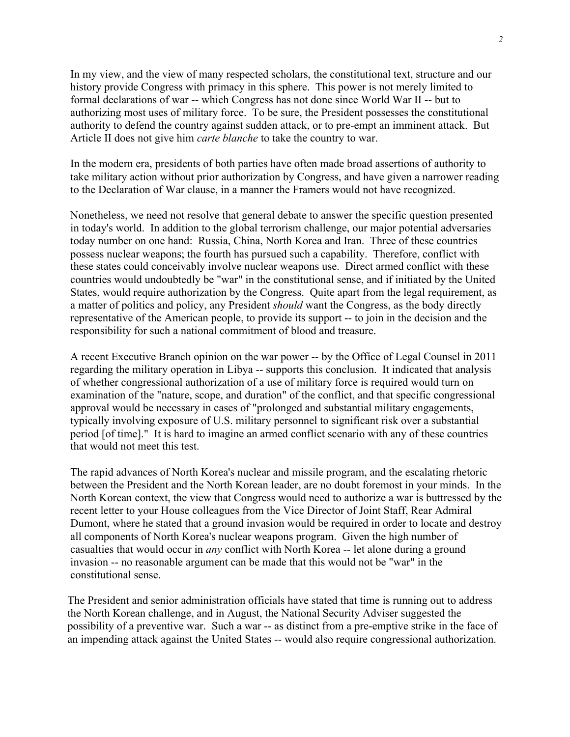In my view, and the view of many respected scholars, the constitutional text, structure and our history provide Congress with primacy in this sphere. This power is not merely limited to formal declarations of war -- which Congress has not done since World War II -- but to authorizing most uses of military force. To be sure, the President possesses the constitutional authority to defend the country against sudden attack, or to pre-empt an imminent attack. But Article II does not give him *carte blanche* to take the country to war.

In the modern era, presidents of both parties have often made broad assertions of authority to take military action without prior authorization by Congress, and have given a narrower reading to the Declaration of War clause, in a manner the Framers would not have recognized.

Nonetheless, we need not resolve that general debate to answer the specific question presented in today's world. In addition to the global terrorism challenge, our major potential adversaries today number on one hand: Russia, China, North Korea and Iran. Three of these countries possess nuclear weapons; the fourth has pursued such a capability. Therefore, conflict with these states could conceivably involve nuclear weapons use. Direct armed conflict with these countries would undoubtedly be "war" in the constitutional sense, and if initiated by the United States, would require authorization by the Congress. Quite apart from the legal requirement, as a matter of politics and policy, any President *should* want the Congress, as the body directly representative of the American people, to provide its support -- to join in the decision and the responsibility for such a national commitment of blood and treasure.

A recent Executive Branch opinion on the war power -- by the Office of Legal Counsel in 2011 regarding the military operation in Libya -- supports this conclusion. It indicated that analysis of whether congressional authorization of a use of military force is required would turn on examination of the "nature, scope, and duration" of the conflict, and that specific congressional approval would be necessary in cases of "prolonged and substantial military engagements, typically involving exposure of U.S. military personnel to significant risk over a substantial period [of time]." It is hard to imagine an armed conflict scenario with any of these countries that would not meet this test.

The rapid advances of North Korea's nuclear and missile program, and the escalating rhetoric between the President and the North Korean leader, are no doubt foremost in your minds. In the North Korean context, the view that Congress would need to authorize a war is buttressed by the recent letter to your House colleagues from the Vice Director of Joint Staff, Rear Admiral Dumont, where he stated that a ground invasion would be required in order to locate and destroy all components of North Korea's nuclear weapons program. Given the high number of casualties that would occur in *any* conflict with North Korea -- let alone during a ground invasion -- no reasonable argument can be made that this would not be "war" in the constitutional sense.

The President and senior administration officials have stated that time is running out to address the North Korean challenge, and in August, the National Security Adviser suggested the possibility of a preventive war. Such a war -- as distinct from a pre-emptive strike in the face of an impending attack against the United States -- would also require congressional authorization.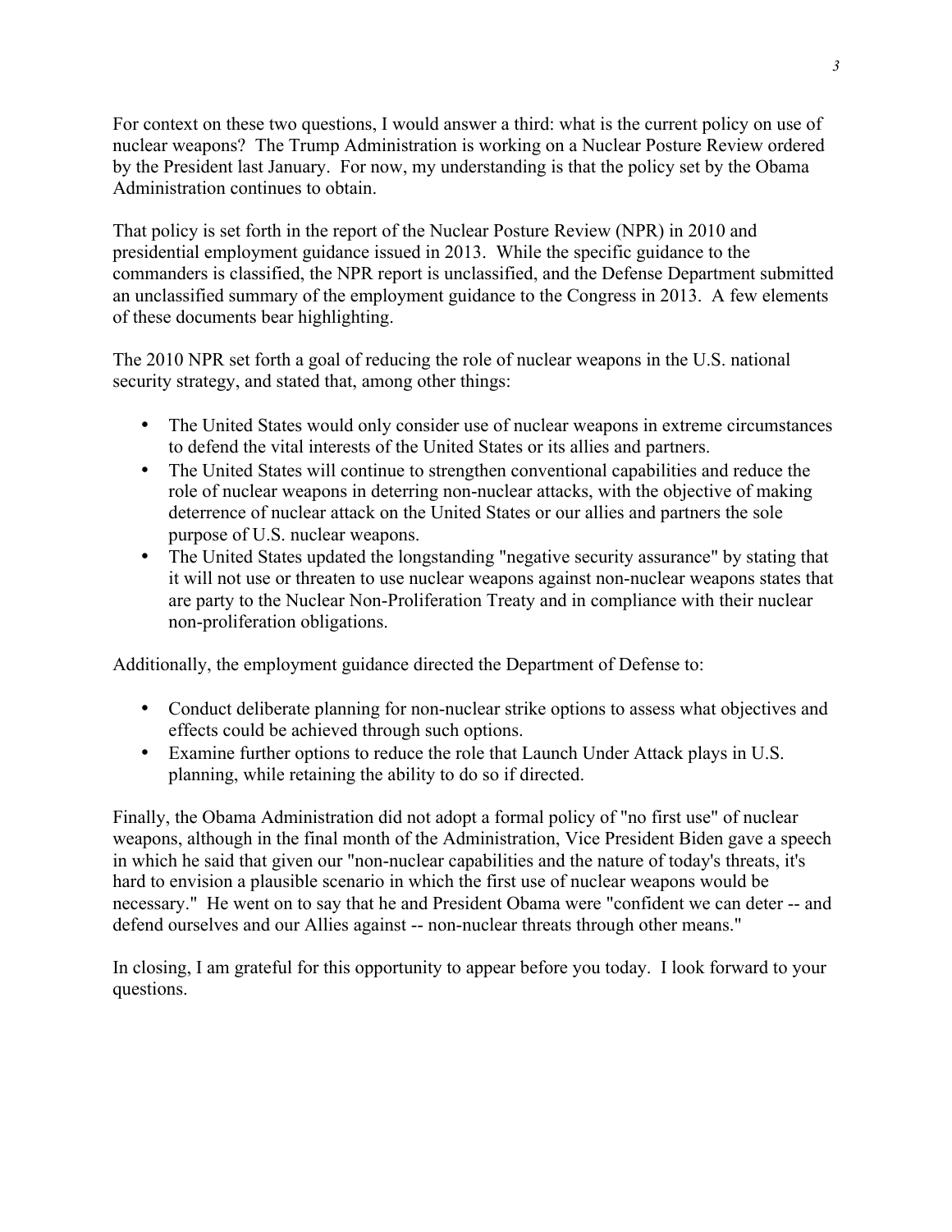For context on these two questions, I would answer a third: what is the current policy on use of nuclear weapons? The Trump Administration is working on a Nuclear Posture Review ordered by the President last January. For now, my understanding is that the policy set by the Obama Administration continues to obtain.

That policy is set forth in the report of the Nuclear Posture Review (NPR) in 2010 and presidential employment guidance issued in 2013. While the specific guidance to the commanders is classified, the NPR report is unclassified, and the Defense Department submitted an unclassified summary of the employment guidance to the Congress in 2013. A few elements of these documents bear highlighting.

The 2010 NPR set forth a goal of reducing the role of nuclear weapons in the U.S. national security strategy, and stated that, among other things:

- The United States would only consider use of nuclear weapons in extreme circumstances to defend the vital interests of the United States or its allies and partners.
- The United States will continue to strengthen conventional capabilities and reduce the role of nuclear weapons in deterring non-nuclear attacks, with the objective of making deterrence of nuclear attack on the United States or our allies and partners the sole purpose of U.S. nuclear weapons.
- The United States updated the longstanding "negative security assurance" by stating that it will not use or threaten to use nuclear weapons against non-nuclear weapons states that are party to the Nuclear Non-Proliferation Treaty and in compliance with their nuclear non-proliferation obligations.

Additionally, the employment guidance directed the Department of Defense to:

- Conduct deliberate planning for non-nuclear strike options to assess what objectives and effects could be achieved through such options.
- Examine further options to reduce the role that Launch Under Attack plays in U.S. planning, while retaining the ability to do so if directed.

Finally, the Obama Administration did not adopt a formal policy of "no first use" of nuclear weapons, although in the final month of the Administration, Vice President Biden gave a speech in which he said that given our "non-nuclear capabilities and the nature of today's threats, it's hard to envision a plausible scenario in which the first use of nuclear weapons would be necessary." He went on to say that he and President Obama were "confident we can deter -- and defend ourselves and our Allies against -- non-nuclear threats through other means."

In closing, I am grateful for this opportunity to appear before you today. I look forward to your questions.